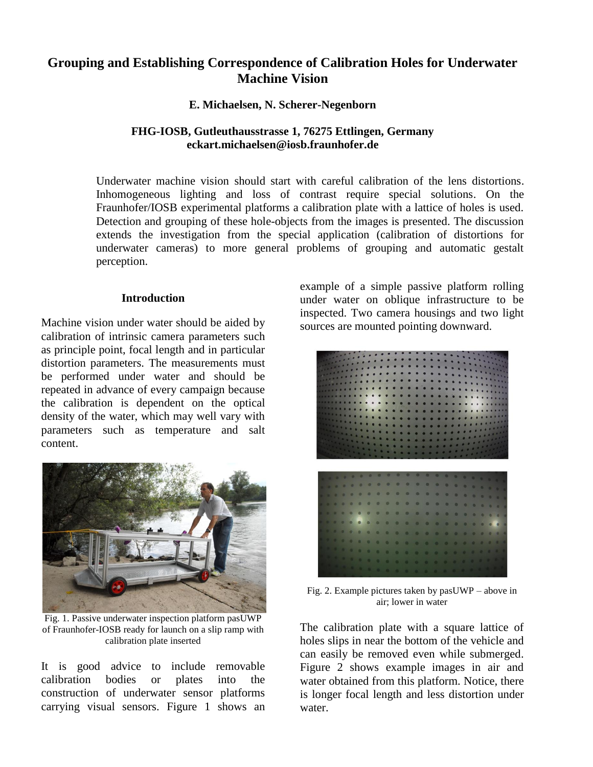# Grouping and Establishing Correspondence of Calibration Holes for Underwater Machine Vision

**E. Michaelsen, N. Scherer-Negenborn**

**FHG-IOSB, Gutleuthausstrasse 1, 76275 Ettlingen, Germany**
**eckart.michaelsen@iosb.fraunhofer.de**

Underwater machine vision should start with careful calibration of the lens distortions. Inhomogeneous lighting and loss of contrast require special solutions. On the Fraunhofer/IOSB experimental platforms a calibration plate with a lattice of holes is used. Detection and grouping of these hole-objects from the images is presented. The discussion extends the investigation from the special application (calibration of distortions for underwater cameras) to more general problems of grouping and automatic gestalt perception.

## Introduction

Machine vision under water should be aided by calibration of intrinsic camera parameters such as principle point, focal length and in particular distortion parameters. The measurements must be performed under water and should be repeated in advance of every campaign because the calibration is dependent on the optical density of the water, which may well vary with parameters such as temperature and salt content.

Fig. 1. Passive underwater inspection platform pasUWP of Fraunhofer-IOSB ready for launch on a slip ramp with calibration plate inserted

It is good advice to include removable calibration bodies or plates into the construction of underwater sensor platforms carrying visual sensors. Figure 1 shows an example of a simple passive platform rolling under water on oblique infrastructure to be inspected. Two camera housings and two light sources are mounted pointing downward.

Fig. 2. Example pictures taken by pasUWP – above in air; lower in water

The calibration plate with a square lattice of holes slips in near the bottom of the vehicle and can easily be removed even while submerged. Figure 2 shows example images in air and water obtained from this platform. Notice, there is longer focal length and less distortion under water.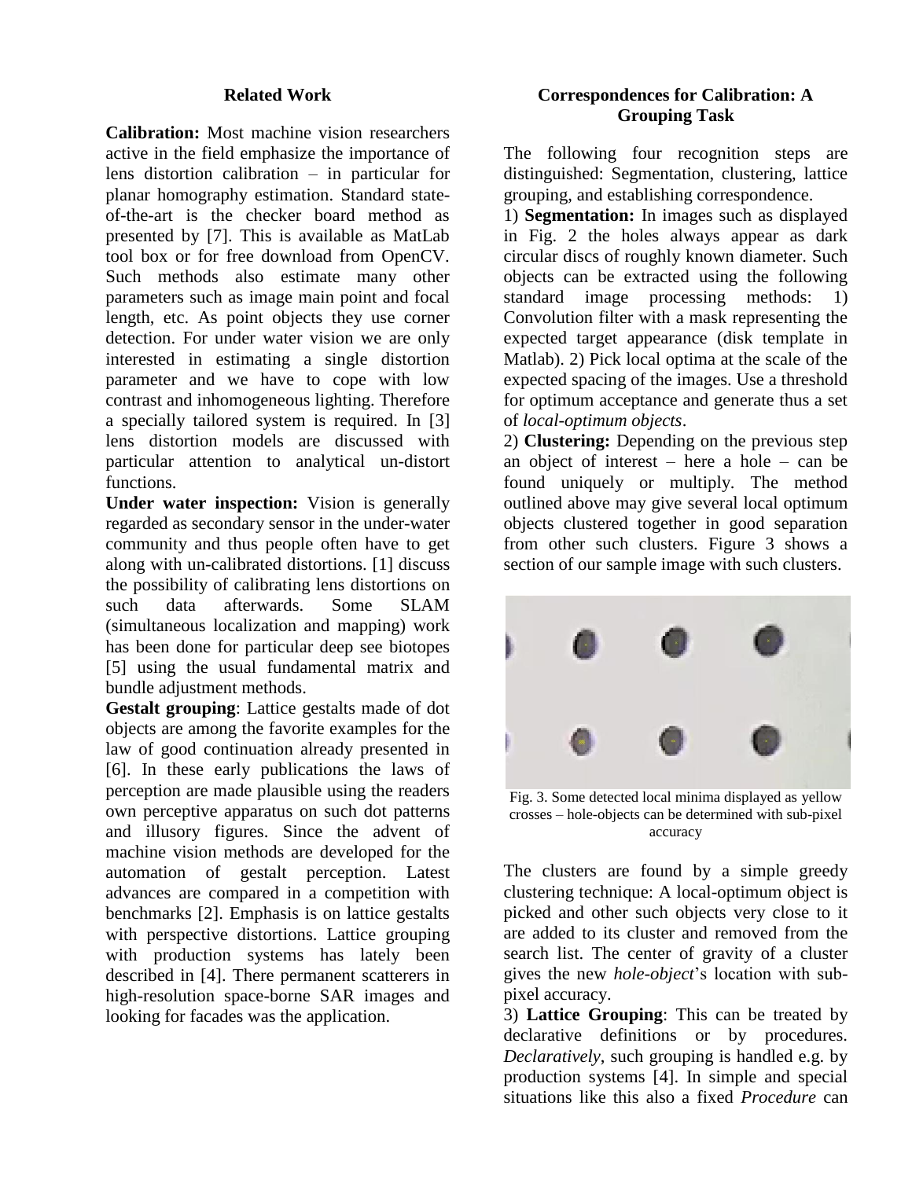## Related Work

**Calibration:** Most machine vision researchers active in the field emphasize the importance of lens distortion calibration – in particular for planar homography estimation. Standard state-of-the-art is the checker board method as presented by [7]. This is available as MatLab tool box or for free download from OpenCV. Such methods also estimate many other parameters such as image main point and focal length, etc. As point objects they use corner detection. For under water vision we are only interested in estimating a single distortion parameter and we have to cope with low contrast and inhomogeneous lighting. Therefore a specially tailored system is required. In [3] lens distortion models are discussed with particular attention to analytical un-distort functions.

**Under water inspection:** Vision is generally regarded as secondary sensor in the under-water community and thus people often have to get along with un-calibrated distortions. [1] discuss the possibility of calibrating lens distortions on such data afterwards. Some SLAM (simultaneous localization and mapping) work has been done for particular deep see biotopes [5] using the usual fundamental matrix and bundle adjustment methods.

**Gestalt grouping**: Lattice gestalts made of dot objects are among the favorite examples for the law of good continuation already presented in [6]. In these early publications the laws of perception are made plausible using the readers own perceptive apparatus on such dot patterns and illusory figures. Since the advent of machine vision methods are developed for the automation of gestalt perception. Latest advances are compared in a competition with benchmarks [2]. Emphasis is on lattice gestalts with perspective distortions. Lattice grouping with production systems has lately been described in [4]. There permanent scatterers in high-resolution space-borne SAR images and looking for facades was the application.

## Correspondences for Calibration: A Grouping Task

The following four recognition steps are distinguished: Segmentation, clustering, lattice grouping, and establishing correspondence.

1) **Segmentation:** In images such as displayed in Fig. 2 the holes always appear as dark circular discs of roughly known diameter. Such objects can be extracted using the following standard image processing methods: 1) Convolution filter with a mask representing the expected target appearance (disk template in Matlab). 2) Pick local optima at the scale of the expected spacing of the images. Use a threshold for optimum acceptance and generate thus a set of *local-optimum objects*.

2) **Clustering:** Depending on the previous step an object of interest – here a hole – can be found uniquely or multiply. The method outlined above may give several local optimum objects clustered together in good separation from other such clusters. Figure 3 shows a section of our sample image with such clusters.

Fig. 3. Some detected local minima displayed as yellow crosses – hole-objects can be determined with sub-pixel accuracy

The clusters are found by a simple greedy clustering technique: A local-optimum object is picked and other such objects very close to it are added to its cluster and removed from the search list. The center of gravity of a cluster gives the new *hole-object*'s location with sub-pixel accuracy.

3) **Lattice Grouping**: This can be treated by declarative definitions or by procedures. *Declaratively*, such grouping is handled e.g. by production systems [4]. In simple and special situations like this also a fixed *Procedure* can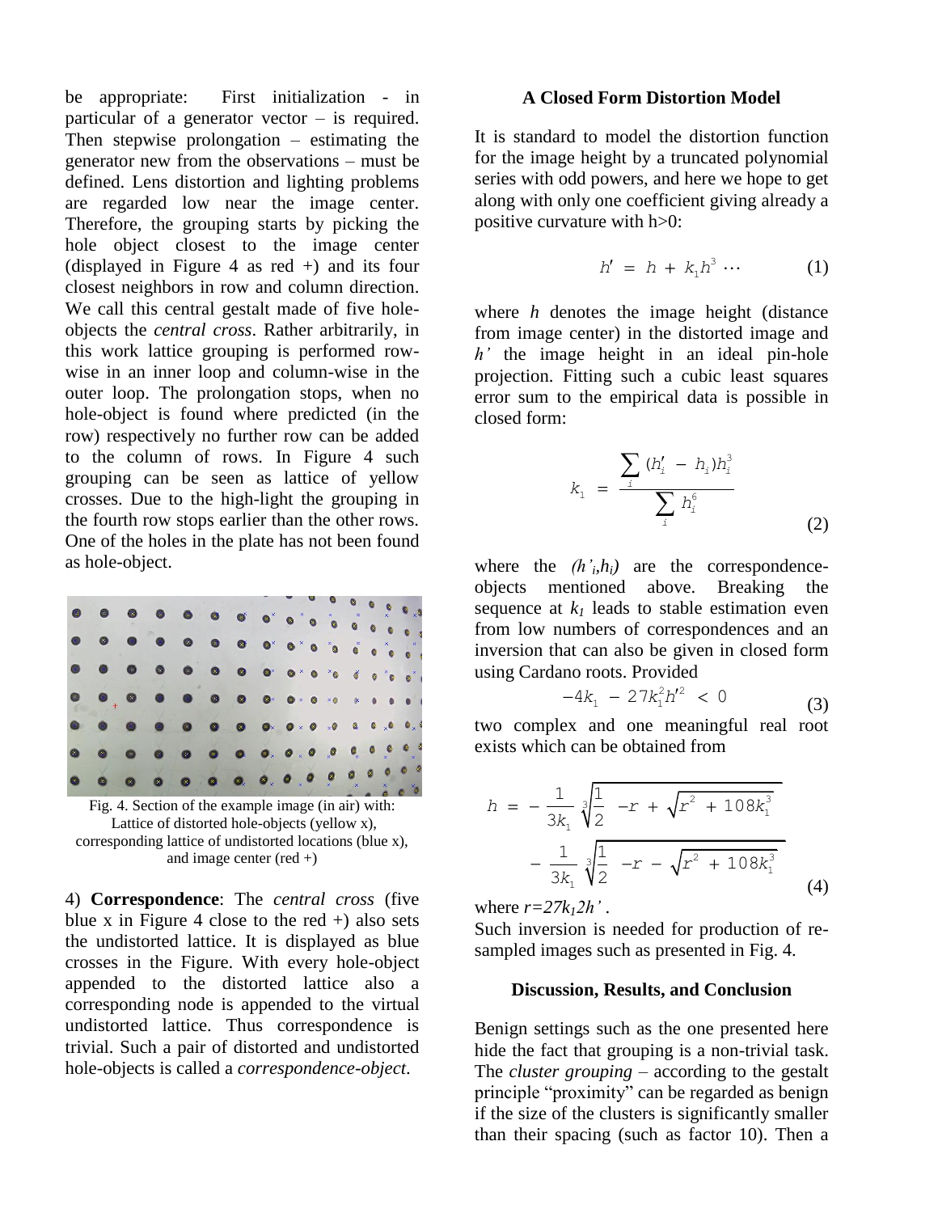be appropriate: First initialization - in particular of a generator vector – is required. Then stepwise prolongation – estimating the generator new from the observations – must be defined. Lens distortion and lighting problems are regarded low near the image center. Therefore, the grouping starts by picking the hole object closest to the image center (displayed in Figure 4 as red +) and its four closest neighbors in row and column direction. We call this central gestalt made of five hole-objects the *central cross*. Rather arbitrarily, in this work lattice grouping is performed row-wise in an inner loop and column-wise in the outer loop. The prolongation stops, when no hole-object is found where predicted (in the row) respectively no further row can be added to the column of rows. In Figure 4 such grouping can be seen as lattice of yellow crosses. Due to the high-light the grouping in the fourth row stops earlier than the other rows. One of the holes in the plate has not been found as hole-object.

Fig. 4. Section of the example image (in air) with: Lattice of distorted hole-objects (yellow x), corresponding lattice of undistorted locations (blue x), and image center (red +)

4) **Correspondence**: The *central cross* (five blue x in Figure 4 close to the red +) also sets the undistorted lattice. It is displayed as blue crosses in the Figure. With every hole-object appended to the distorted lattice also a corresponding node is appended to the virtual undistorted lattice. Thus correspondence is trivial. Such a pair of distorted and undistorted hole-objects is called a *correspondence-object*.

### A Closed Form Distortion Model

It is standard to model the distortion function for the image height by a truncated polynomial series with odd powers, and here we hope to get along with only one coefficient giving already a positive curvature with h>0:

$$h' = h + k_1 h^3 \cdots \tag{1}$$

where $h$ denotes the image height (distance from image center) in the distorted image and $h'$ the image height in an ideal pin-hole projection. Fitting such a cubic least squares error sum to the empirical data is possible in closed form:

$$k_1 = \frac{\sum_i (h'_i - h_i) h_i^3}{\sum_i h_i^6} \tag{2}$$

where the $(h'_i, h_i)$ are the correspondence-objects mentioned above. Breaking the sequence at $k_1$ leads to stable estimation even from low numbers of correspondences and an inversion that can also be given in closed form using Cardano roots. Provided

$$-4k_1 - 27k_1^2 h'^2 < 0 \tag{3}$$

two complex and one meaningful real root exists which can be obtained from

$$h = -\frac{1}{3k_1}\sqrt[3]{\frac{1}{2}\left(-r + \sqrt{r^2 + 108k_1^3}\right)} - \frac{1}{3k_1}\sqrt[3]{\frac{1}{2}\left(-r - \sqrt{r^2 + 108k_1^3}\right)} \tag{4}$$

where $r = 27k_1 2h'$ .

Such inversion is needed for production of re-sampled images such as presented in Fig. 4.

### Discussion, Results, and Conclusion

Benign settings such as the one presented here hide the fact that grouping is a non-trivial task. The *cluster grouping* – according to the gestalt principle "proximity" can be regarded as benign if the size of the clusters is significantly smaller than their spacing (such as factor 10). Then a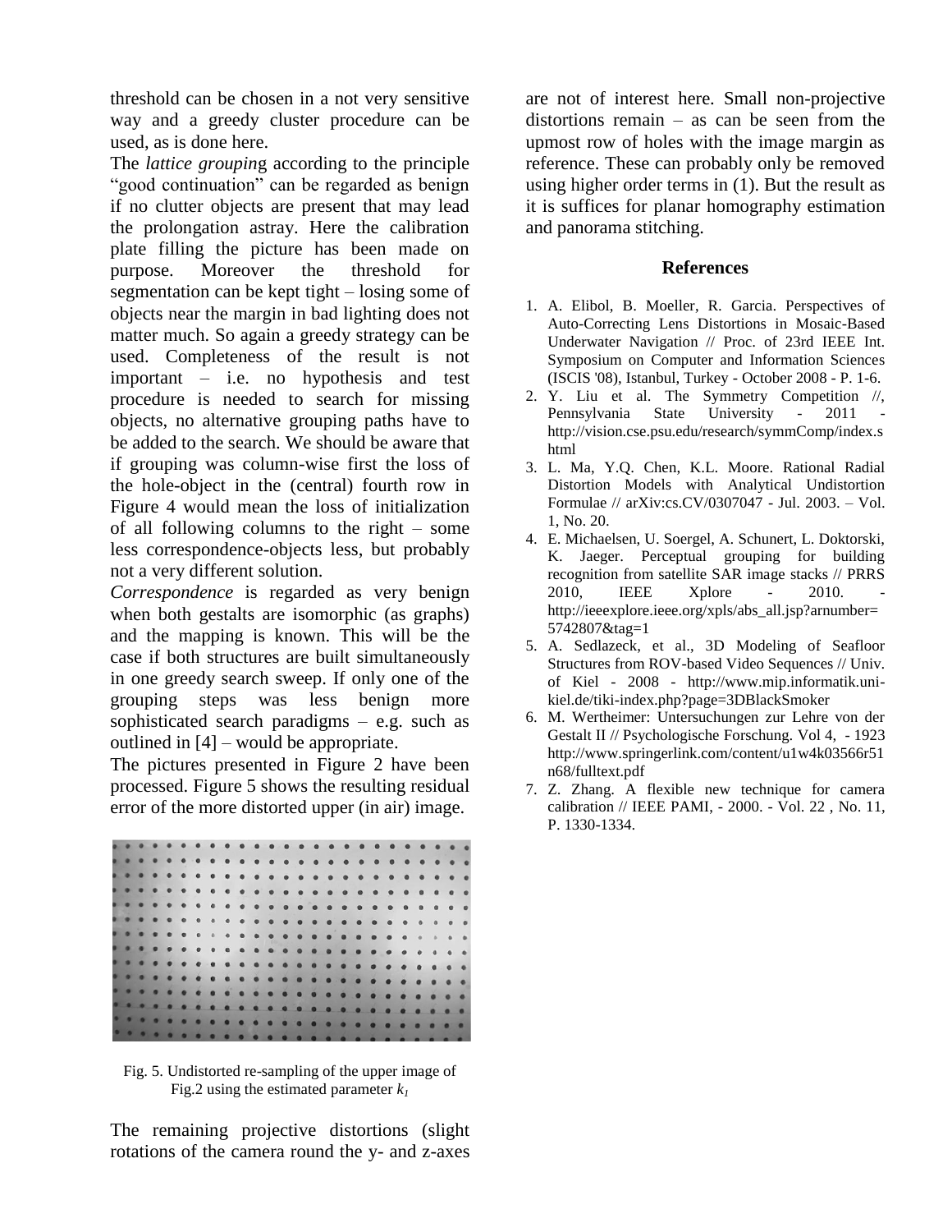threshold can be chosen in a not very sensitive way and a greedy cluster procedure can be used, as is done here.

The *lattice grouping* according to the principle "good continuation" can be regarded as benign if no clutter objects are present that may lead the prolongation astray. Here the calibration plate filling the picture has been made on purpose. Moreover the threshold for segmentation can be kept tight – losing some of objects near the margin in bad lighting does not matter much. So again a greedy strategy can be used. Completeness of the result is not important – i.e. no hypothesis and test procedure is needed to search for missing objects, no alternative grouping paths have to be added to the search. We should be aware that if grouping was column-wise first the loss of the hole-object in the (central) fourth row in Figure 4 would mean the loss of initialization of all following columns to the right – some less correspondence-objects less, but probably not a very different solution.

*Correspondence* is regarded as very benign when both gestalts are isomorphic (as graphs) and the mapping is known. This will be the case if both structures are built simultaneously in one greedy search sweep. If only one of the grouping steps was less benign more sophisticated search paradigms – e.g. such as outlined in [4] – would be appropriate.

The pictures presented in Figure 2 have been processed. Figure 5 shows the resulting residual error of the more distorted upper (in air) image.

Fig. 5. Undistorted re-sampling of the upper image of Fig.2 using the estimated parameter $k_1$

The remaining projective distortions (slight rotations of the camera round the y- and z-axes are not of interest here. Small non-projective distortions remain – as can be seen from the upmost row of holes with the image margin as reference. These can probably only be removed using higher order terms in (1). But the result as it is suffices for planar homography estimation and panorama stitching.

## References

1. A. Elibol, B. Moeller, R. Garcia. Perspectives of Auto-Correcting Lens Distortions in Mosaic-Based Underwater Navigation // Proc. of 23rd IEEE Int. Symposium on Computer and Information Sciences (ISCIS '08), Istanbul, Turkey - October 2008 - P. 1-6.
2. Y. Liu et al. The Symmetry Competition //, Pennsylvania State University - 2011 - http://vision.cse.psu.edu/research/symmComp/index.shtml
3. L. Ma, Y.Q. Chen, K.L. Moore. Rational Radial Distortion Models with Analytical Undistortion Formulae // arXiv:cs.CV/0307047 - Jul. 2003. – Vol. 1, No. 20.
4. E. Michaelsen, U. Soergel, A. Schunert, L. Doktorski, K. Jaeger. Perceptual grouping for building recognition from satellite SAR image stacks // PRRS 2010, IEEE Xplore - 2010. - http://ieeexplore.ieee.org/xpls/abs_all.jsp?arnumber=5742807&tag=1
5. A. Sedlazeck, et al., 3D Modeling of Seafloor Structures from ROV-based Video Sequences // Univ. of Kiel - 2008 - http://www.mip.informatik.uni-kiel.de/tiki-index.php?page=3DBlackSmoker
6. M. Wertheimer: Untersuchungen zur Lehre von der Gestalt II // Psychologische Forschung. Vol 4, - 1923 http://www.springerlink.com/content/u1w4k03566r51n68/fulltext.pdf
7. Z. Zhang. A flexible new technique for camera calibration // IEEE PAMI, - 2000. - Vol. 22 , No. 11, P. 1330-1334.